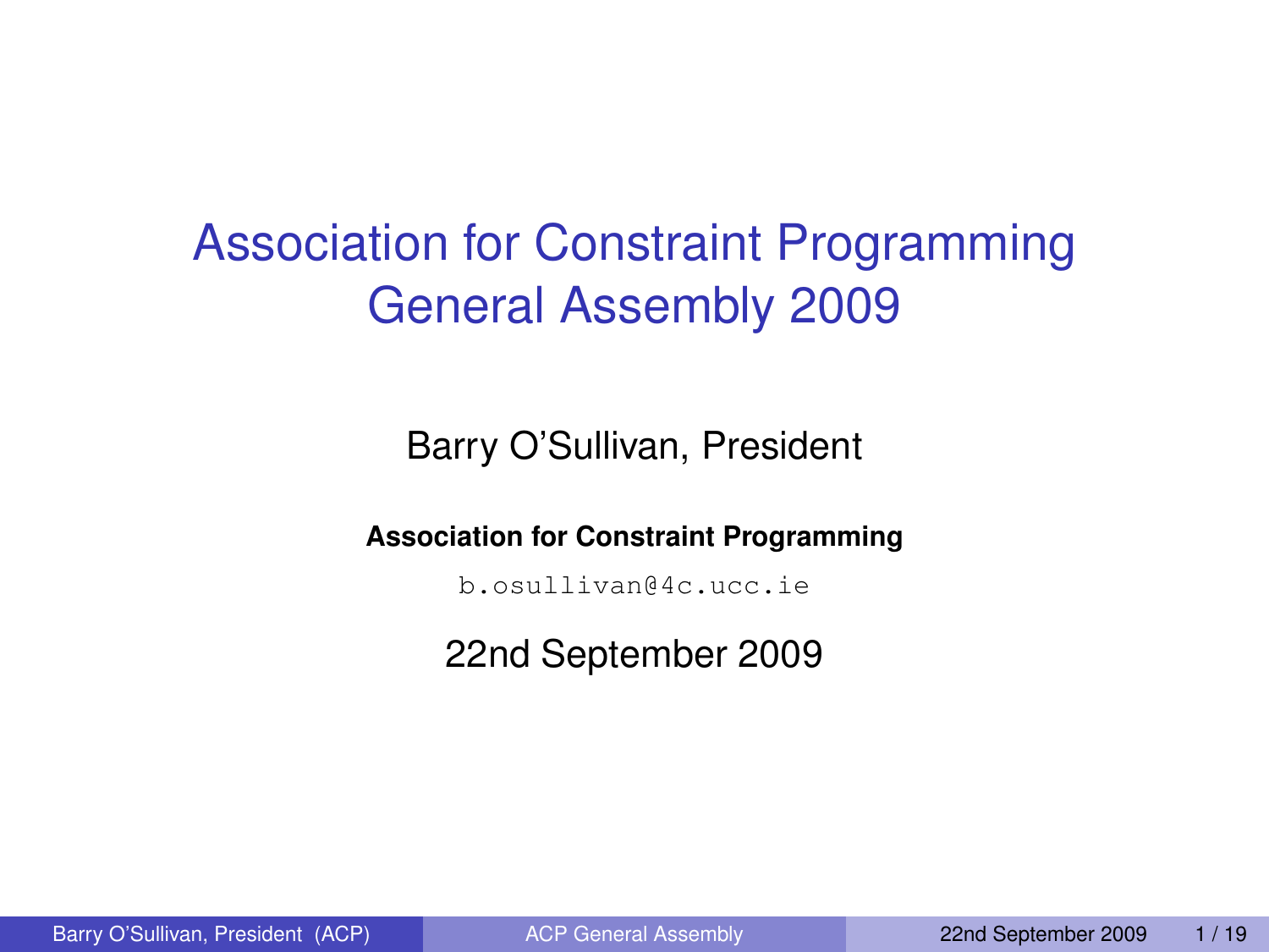# Association for Constraint Programming General Assembly 2009

Barry O'Sullivan, President

**Association for Constraint Programming**

b.osullivan@4c.ucc.ie

22nd September 2009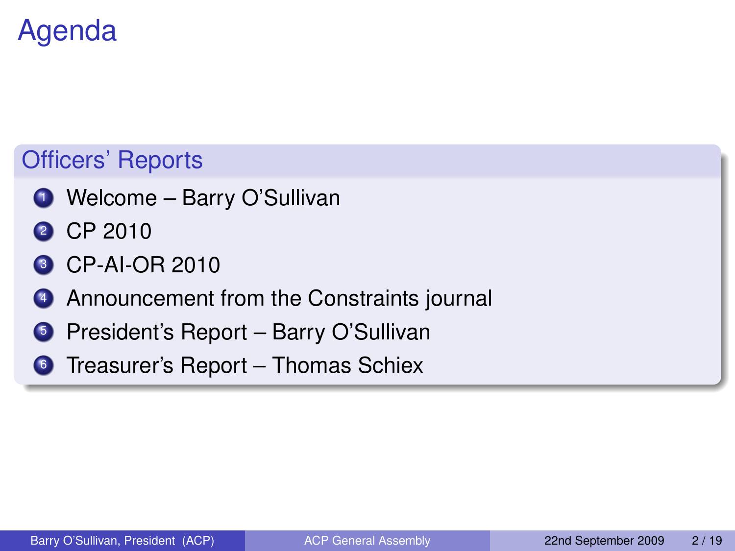# Agenda

## Officers' Reports

1. Welcome – Barry O'Sullivan
2. CP 2010
3. CP-AI-OR 2010
4. Announcement from the Constraints journal
5. President's Report – Barry O'Sullivan
6. Treasurer's Report – Thomas Schiex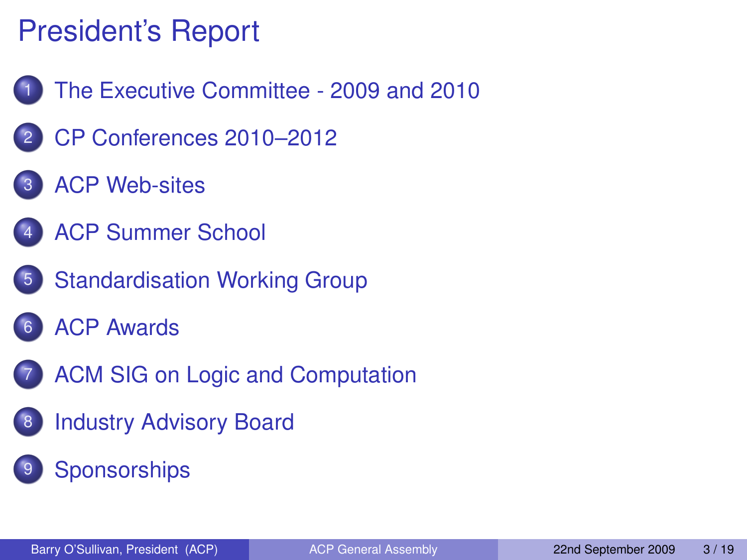# President's Report

1. The Executive Committee - 2009 and 2010
2. CP Conferences 2010–2012
3. ACP Web-sites
4. ACP Summer School
5. Standardisation Working Group
6. ACP Awards
7. ACM SIG on Logic and Computation
8. Industry Advisory Board
9. Sponsorships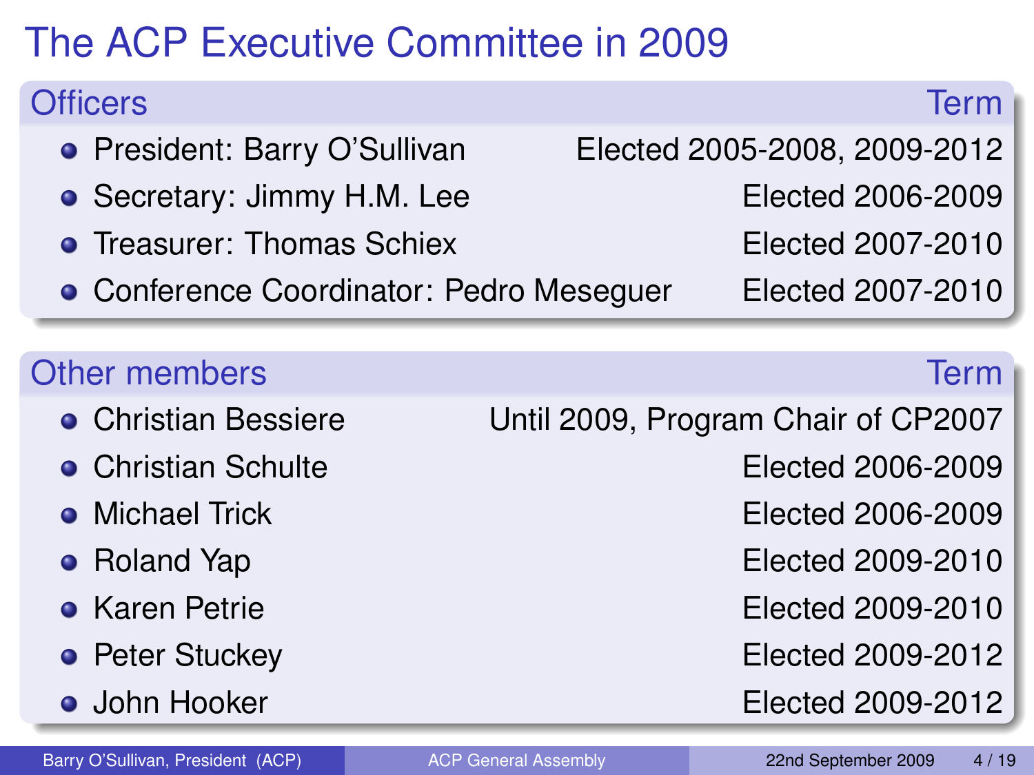# The ACP Executive Committee in 2009

| Officers | Term |
| --- | --- |
| President: Barry O'Sullivan | Elected 2005-2008, 2009-2012 |
| Secretary: Jimmy H.M. Lee | Elected 2006-2009 |
| Treasurer: Thomas Schiex | Elected 2007-2010 |
| Conference Coordinator: Pedro Meseguer | Elected 2007-2010 |

| Other members | Term |
| --- | --- |
| Christian Bessiere | Until 2009, Program Chair of CP2007 |
| Christian Schulte | Elected 2006-2009 |
| Michael Trick | Elected 2006-2009 |
| Roland Yap | Elected 2009-2010 |
| Karen Petrie | Elected 2009-2010 |
| Peter Stuckey | Elected 2009-2012 |
| John Hooker | Elected 2009-2012 |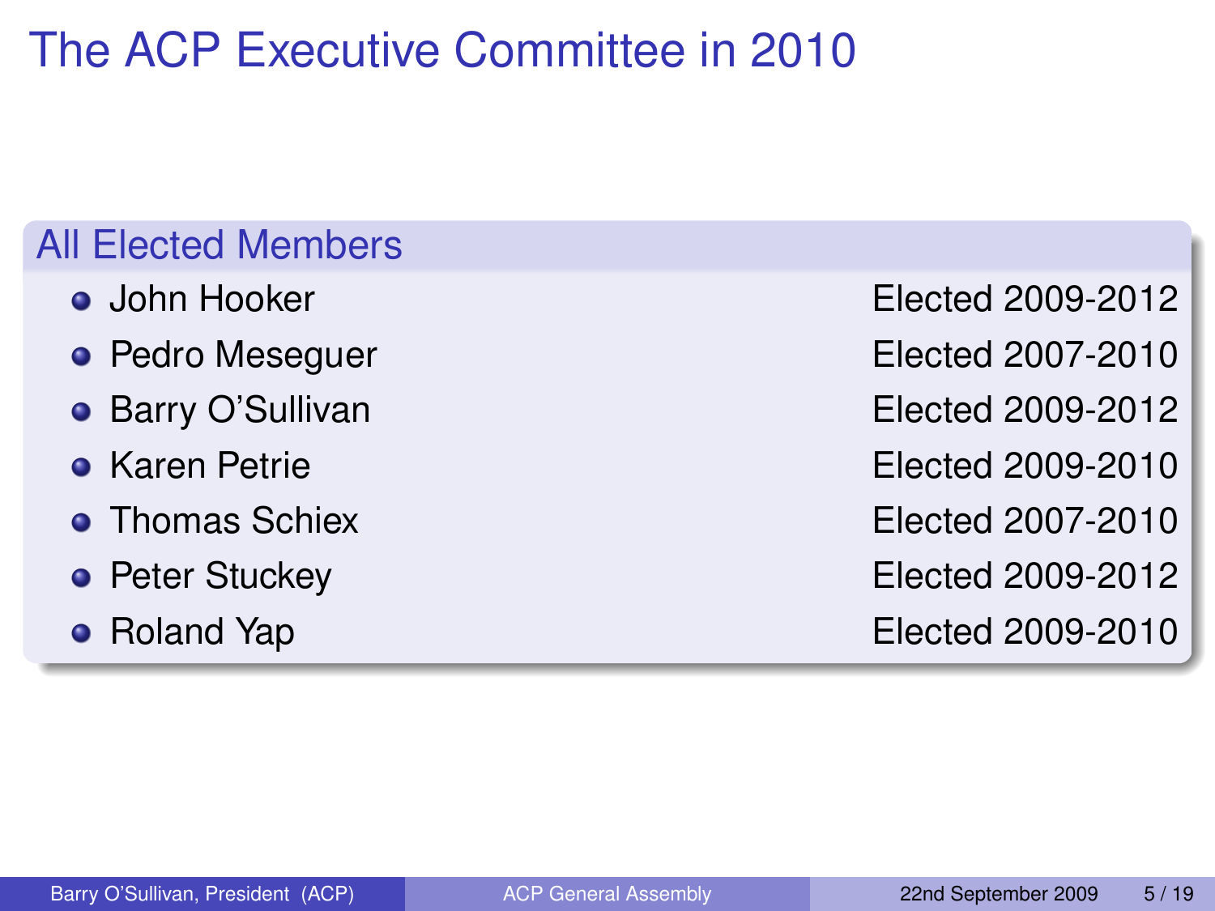# The ACP Executive Committee in 2010

## All Elected Members

- John Hooker — Elected 2009-2012
- Pedro Meseguer — Elected 2007-2010
- Barry O'Sullivan — Elected 2009-2012
- Karen Petrie — Elected 2009-2010
- Thomas Schiex — Elected 2007-2010
- Peter Stuckey — Elected 2009-2012
- Roland Yap — Elected 2009-2010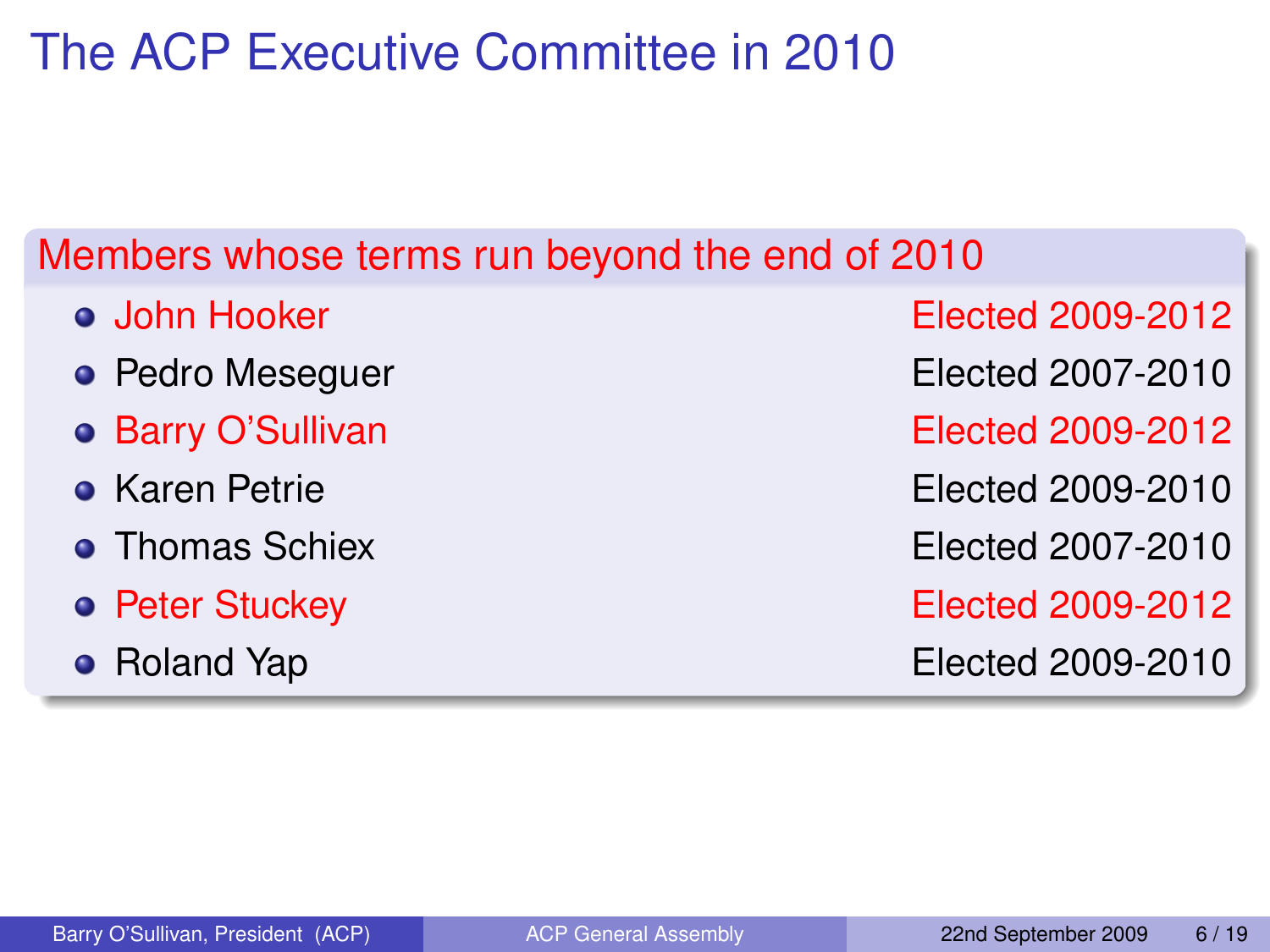# The ACP Executive Committee in 2010

## Members whose terms run beyond the end of 2010

| Member | Term |
| --- | --- |
| John Hooker | Elected 2009-2012 |
| Pedro Meseguer | Elected 2007-2010 |
| Barry O'Sullivan | Elected 2009-2012 |
| Karen Petrie | Elected 2009-2010 |
| Thomas Schiex | Elected 2007-2010 |
| Peter Stuckey | Elected 2009-2012 |
| Roland Yap | Elected 2009-2010 |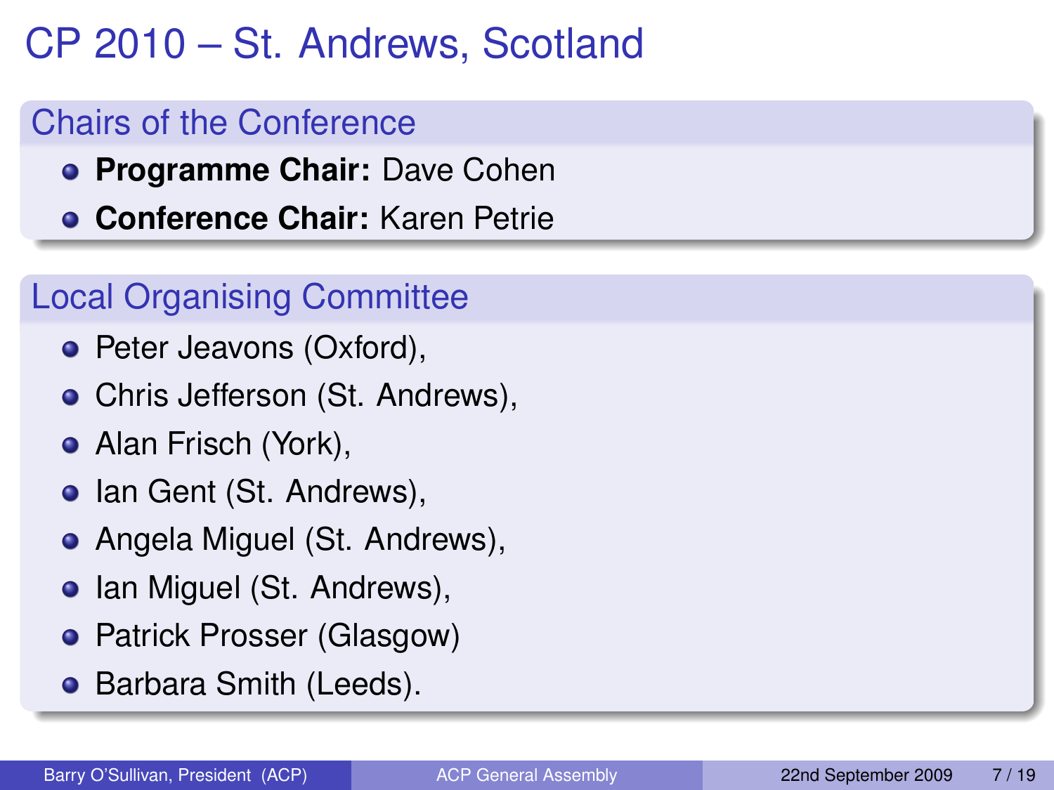# CP 2010 – St. Andrews, Scotland

## Chairs of the Conference

- **Programme Chair:** Dave Cohen
- **Conference Chair:** Karen Petrie

## Local Organising Committee

- Peter Jeavons (Oxford),
- Chris Jefferson (St. Andrews),
- Alan Frisch (York),
- Ian Gent (St. Andrews),
- Angela Miguel (St. Andrews),
- Ian Miguel (St. Andrews),
- Patrick Prosser (Glasgow)
- Barbara Smith (Leeds).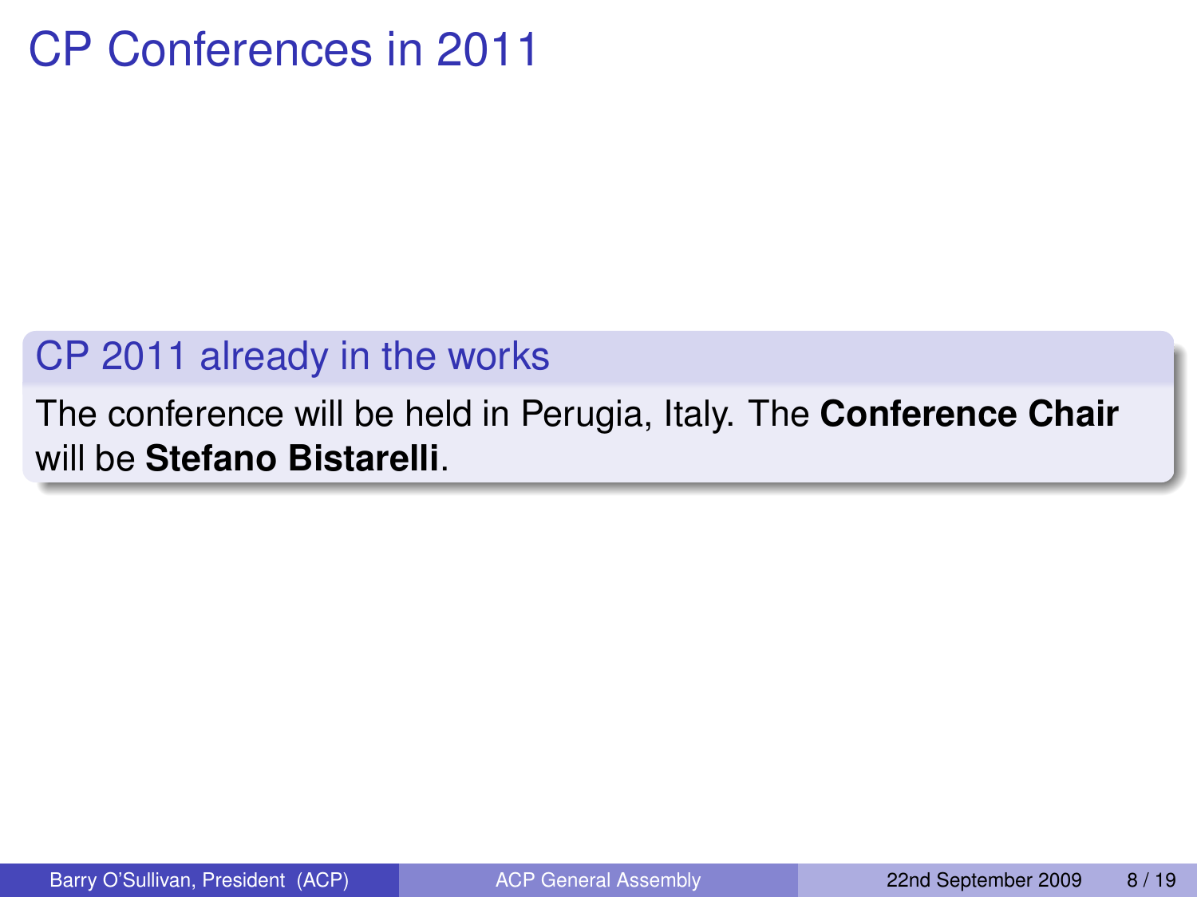# CP Conferences in 2011

## CP 2011 already in the works

The conference will be held in Perugia, Italy. The **Conference Chair** will be **Stefano Bistarelli**.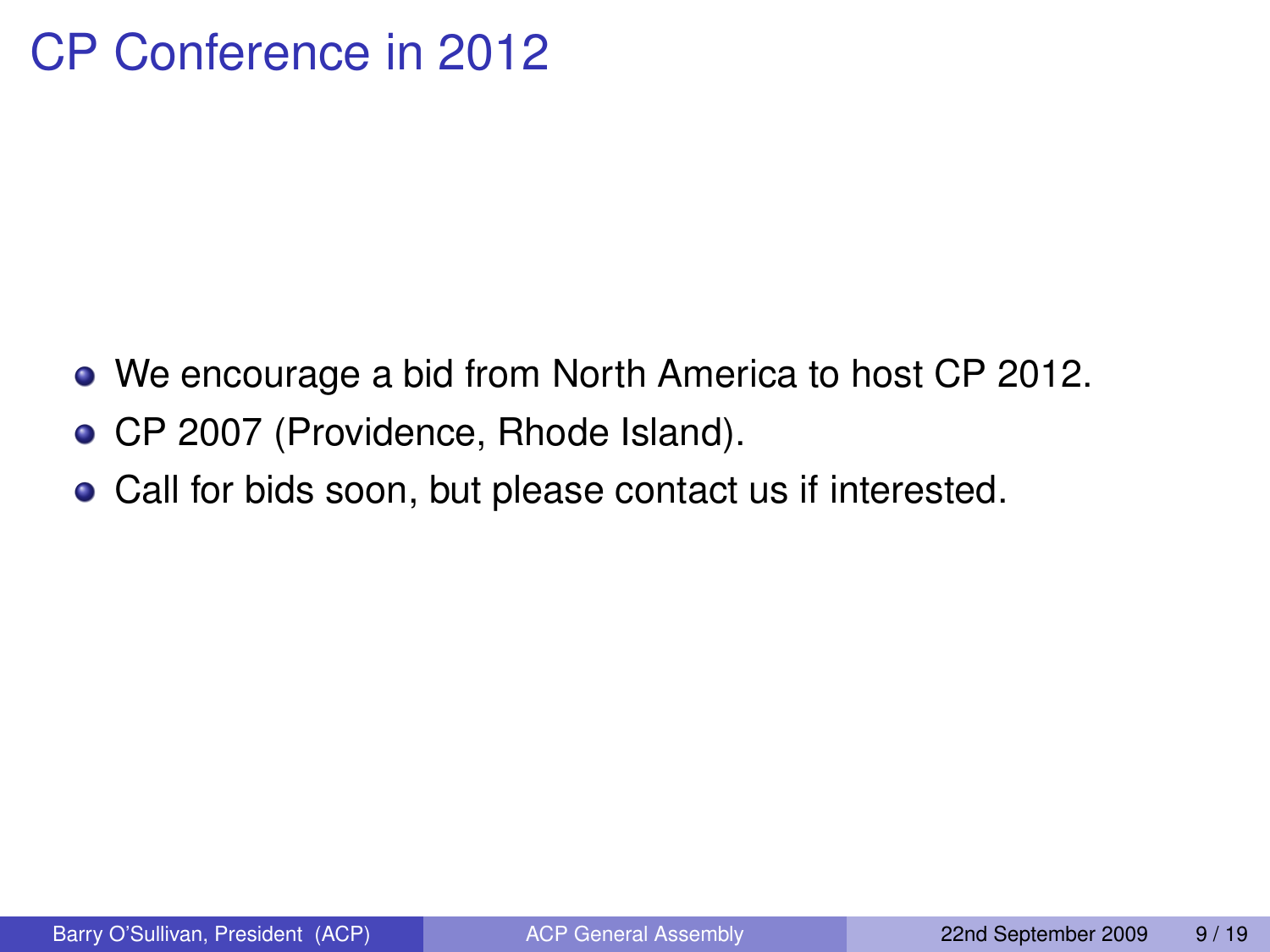# CP Conference in 2012

- We encourage a bid from North America to host CP 2012.
- CP 2007 (Providence, Rhode Island).
- Call for bids soon, but please contact us if interested.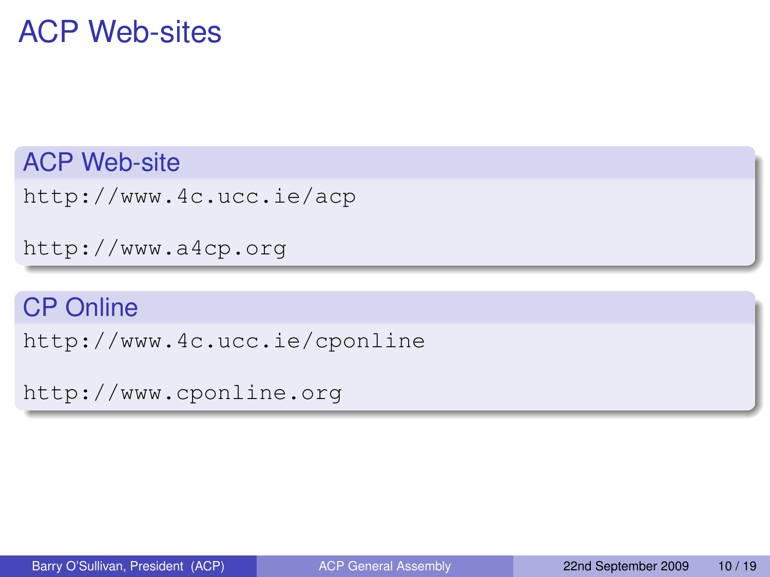# ACP Web-sites

## ACP Web-site

http://www.4c.ucc.ie/acp

http://www.a4cp.org

## CP Online

http://www.4c.ucc.ie/cponline

http://www.cponline.org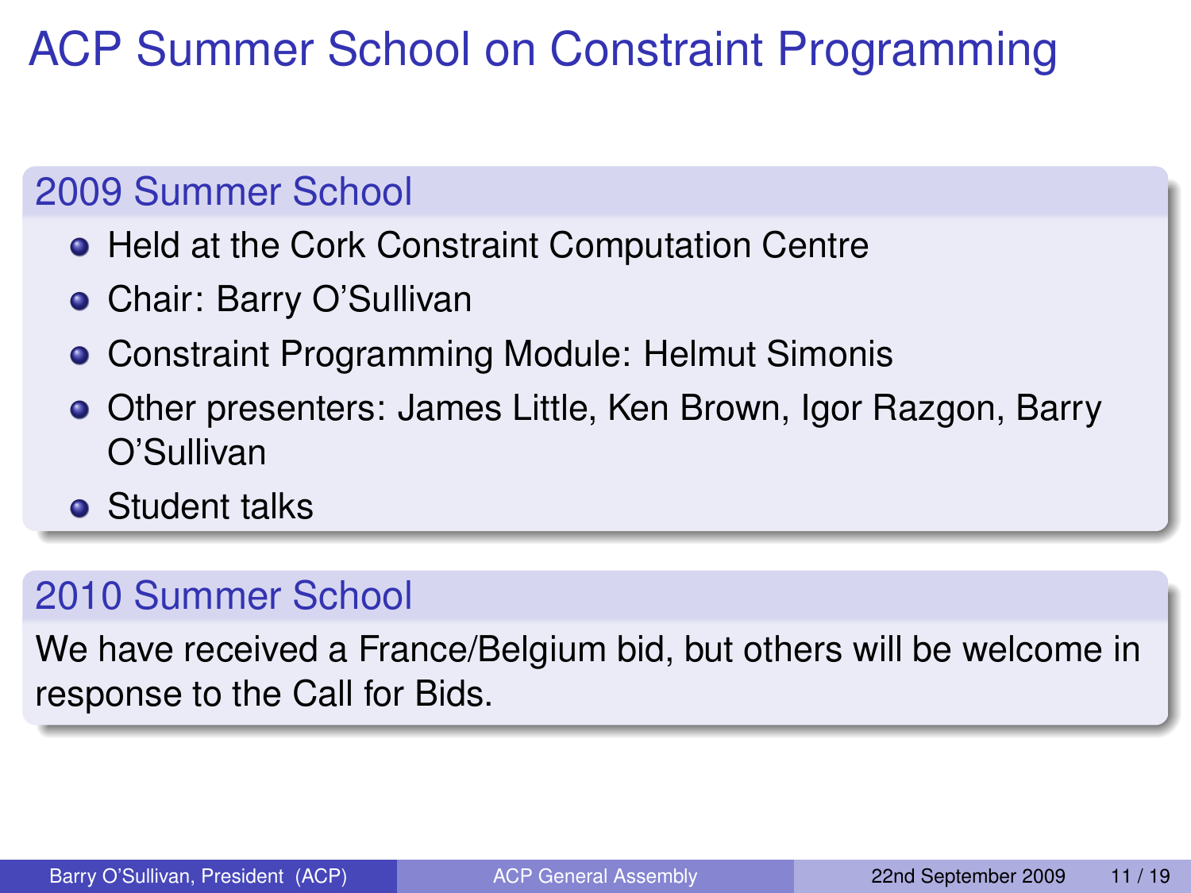# ACP Summer School on Constraint Programming

## 2009 Summer School

- Held at the Cork Constraint Computation Centre
- Chair: Barry O'Sullivan
- Constraint Programming Module: Helmut Simonis
- Other presenters: James Little, Ken Brown, Igor Razgon, Barry O'Sullivan
- Student talks

## 2010 Summer School

We have received a France/Belgium bid, but others will be welcome in response to the Call for Bids.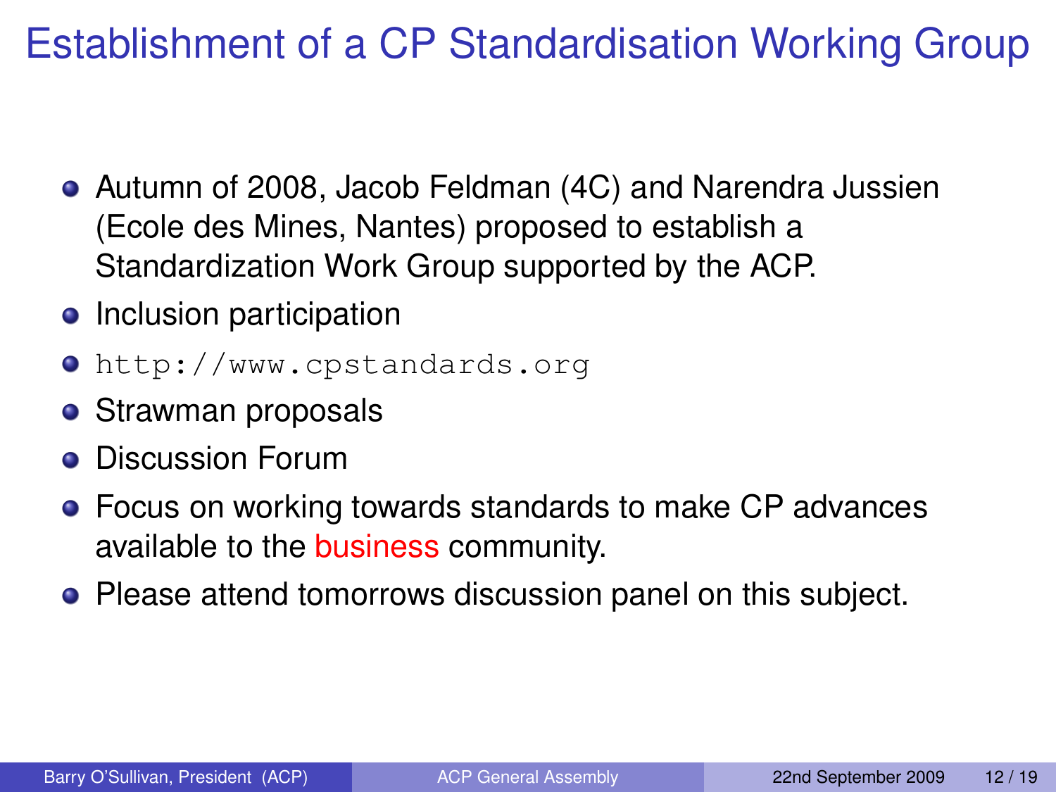# Establishment of a CP Standardisation Working Group

- Autumn of 2008, Jacob Feldman (4C) and Narendra Jussien (Ecole des Mines, Nantes) proposed to establish a Standardization Work Group supported by the ACP.
- Inclusion participation
- `http://www.cpstandards.org`
- Strawman proposals
- Discussion Forum
- Focus on working towards standards to make CP advances available to the business community.
- Please attend tomorrows discussion panel on this subject.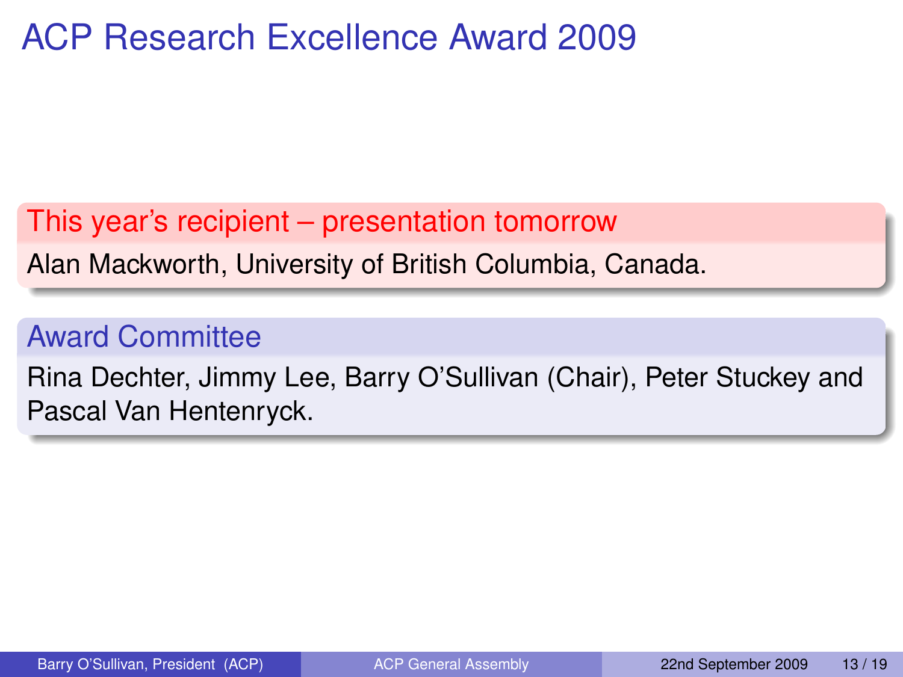# ACP Research Excellence Award 2009

### This year's recipient – presentation tomorrow

Alan Mackworth, University of British Columbia, Canada.

### Award Committee

Rina Dechter, Jimmy Lee, Barry O'Sullivan (Chair), Peter Stuckey and Pascal Van Hentenryck.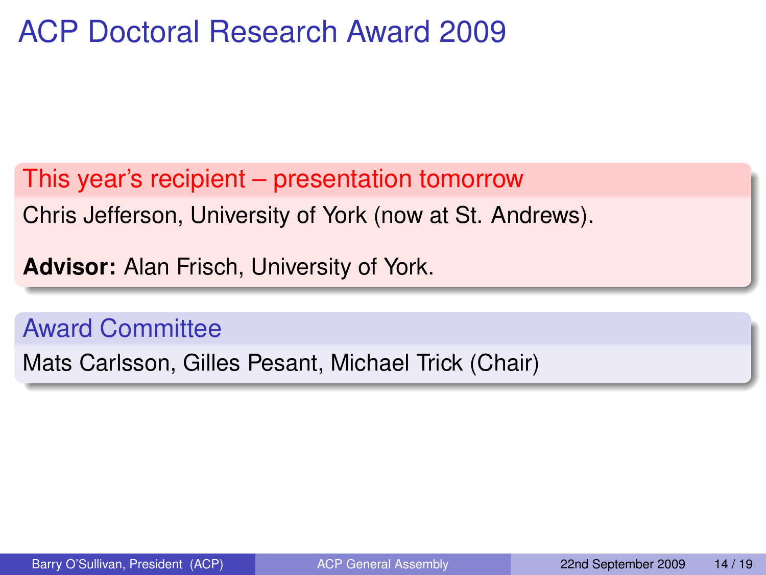# ACP Doctoral Research Award 2009

## This year's recipient – presentation tomorrow

Chris Jefferson, University of York (now at St. Andrews).

**Advisor:** Alan Frisch, University of York.

## Award Committee

Mats Carlsson, Gilles Pesant, Michael Trick (Chair)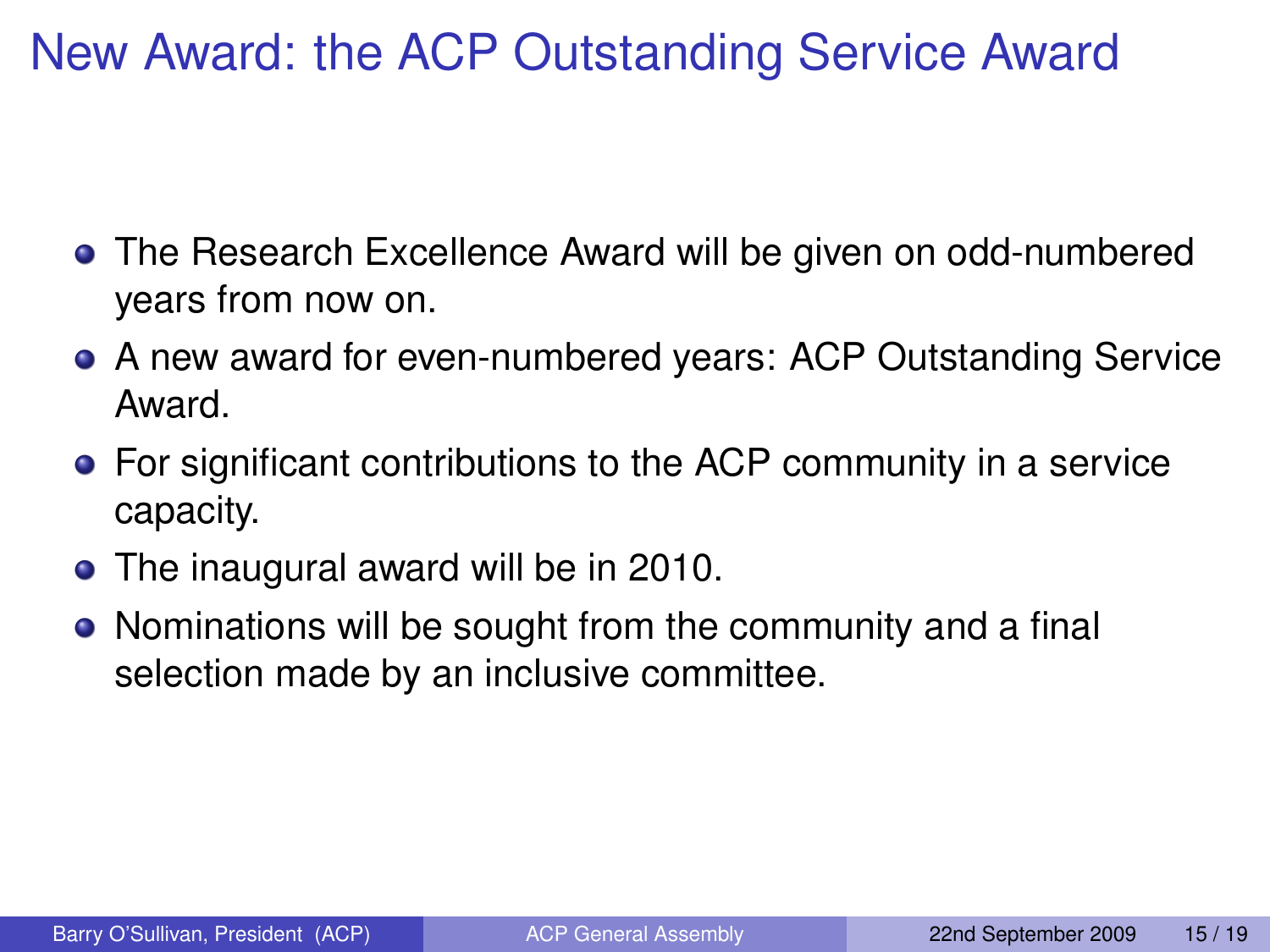# New Award: the ACP Outstanding Service Award

- The Research Excellence Award will be given on odd-numbered years from now on.
- A new award for even-numbered years: ACP Outstanding Service Award.
- For significant contributions to the ACP community in a service capacity.
- The inaugural award will be in 2010.
- Nominations will be sought from the community and a final selection made by an inclusive committee.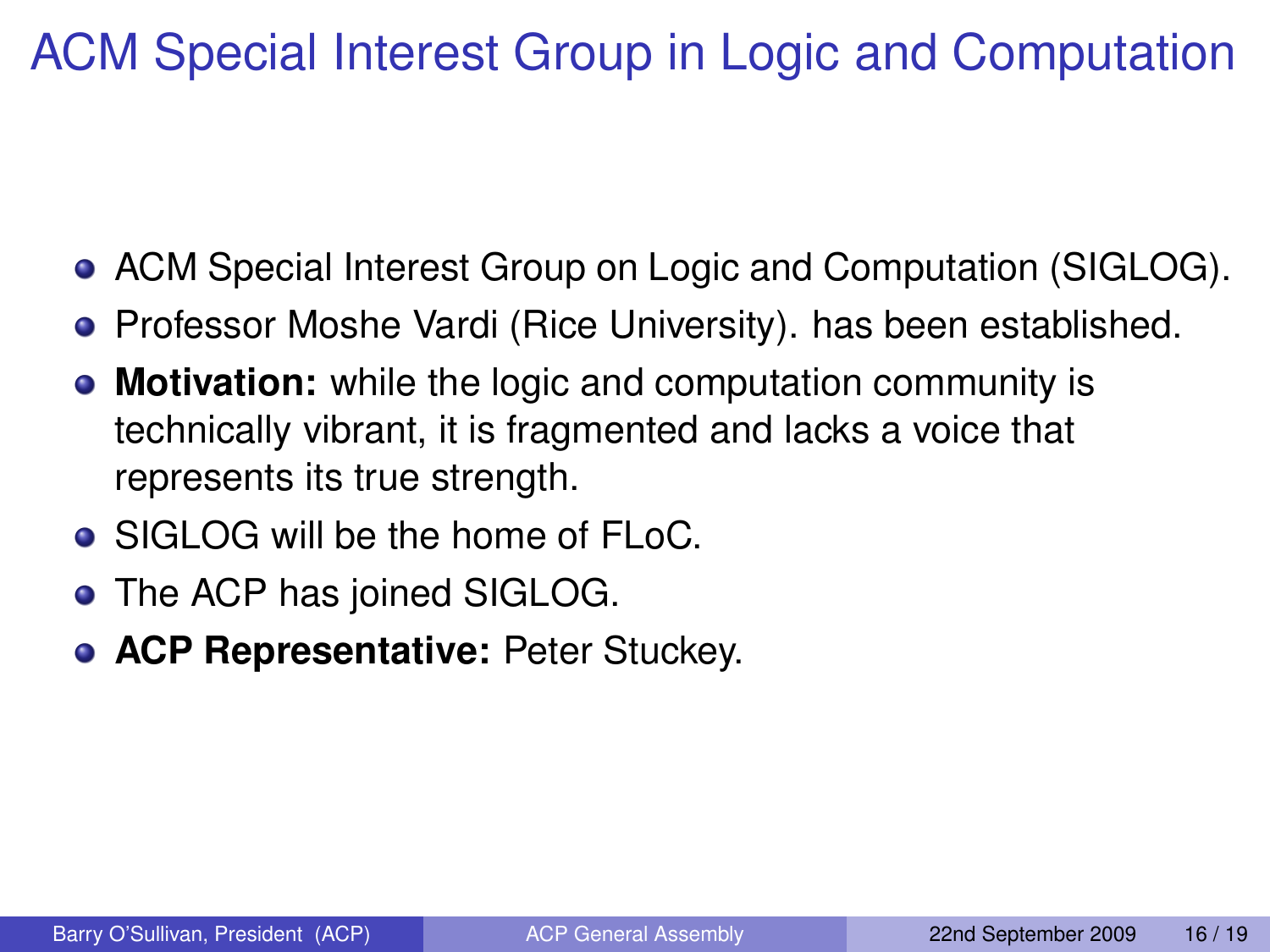# ACM Special Interest Group in Logic and Computation

- ACM Special Interest Group on Logic and Computation (SIGLOG).
- Professor Moshe Vardi (Rice University). has been established.
- **Motivation:** while the logic and computation community is technically vibrant, it is fragmented and lacks a voice that represents its true strength.
- SIGLOG will be the home of FLoC.
- The ACP has joined SIGLOG.
- **ACP Representative:** Peter Stuckey.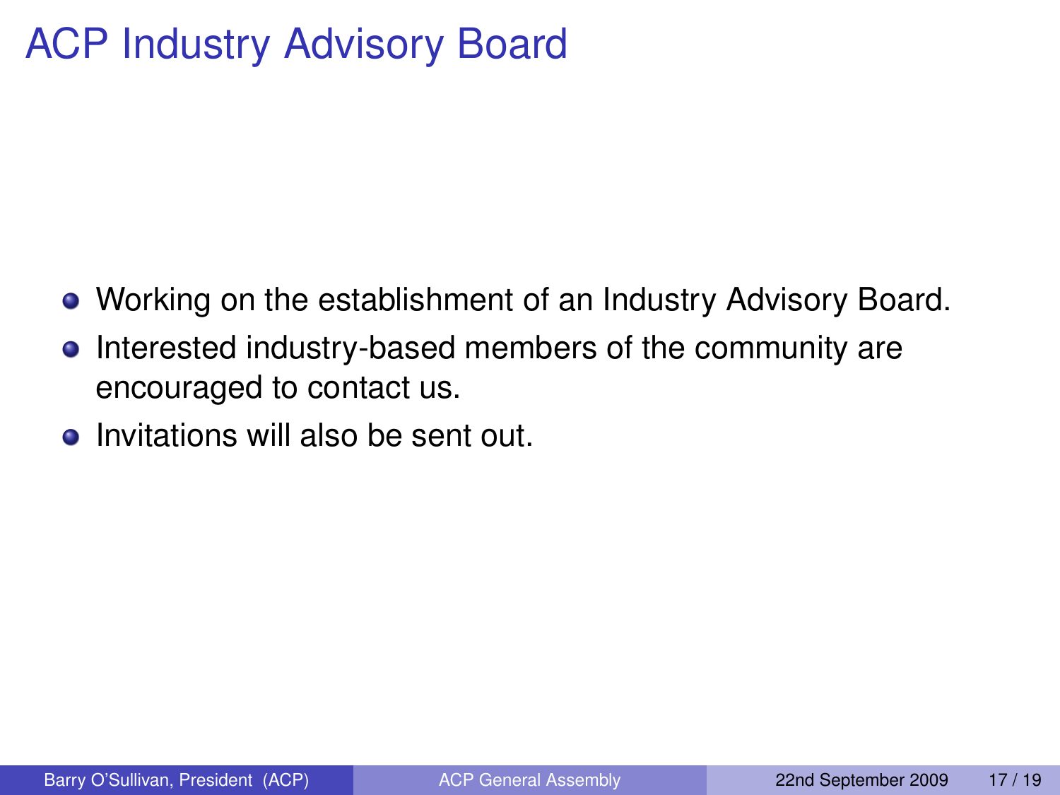# ACP Industry Advisory Board

- Working on the establishment of an Industry Advisory Board.
- Interested industry-based members of the community are encouraged to contact us.
- Invitations will also be sent out.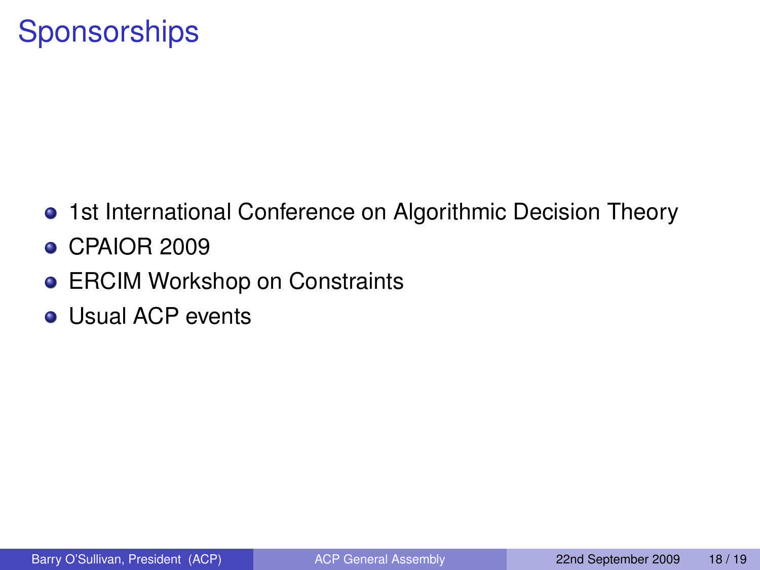# Sponsorships

- 1st International Conference on Algorithmic Decision Theory
- CPAIOR 2009
- ERCIM Workshop on Constraints
- Usual ACP events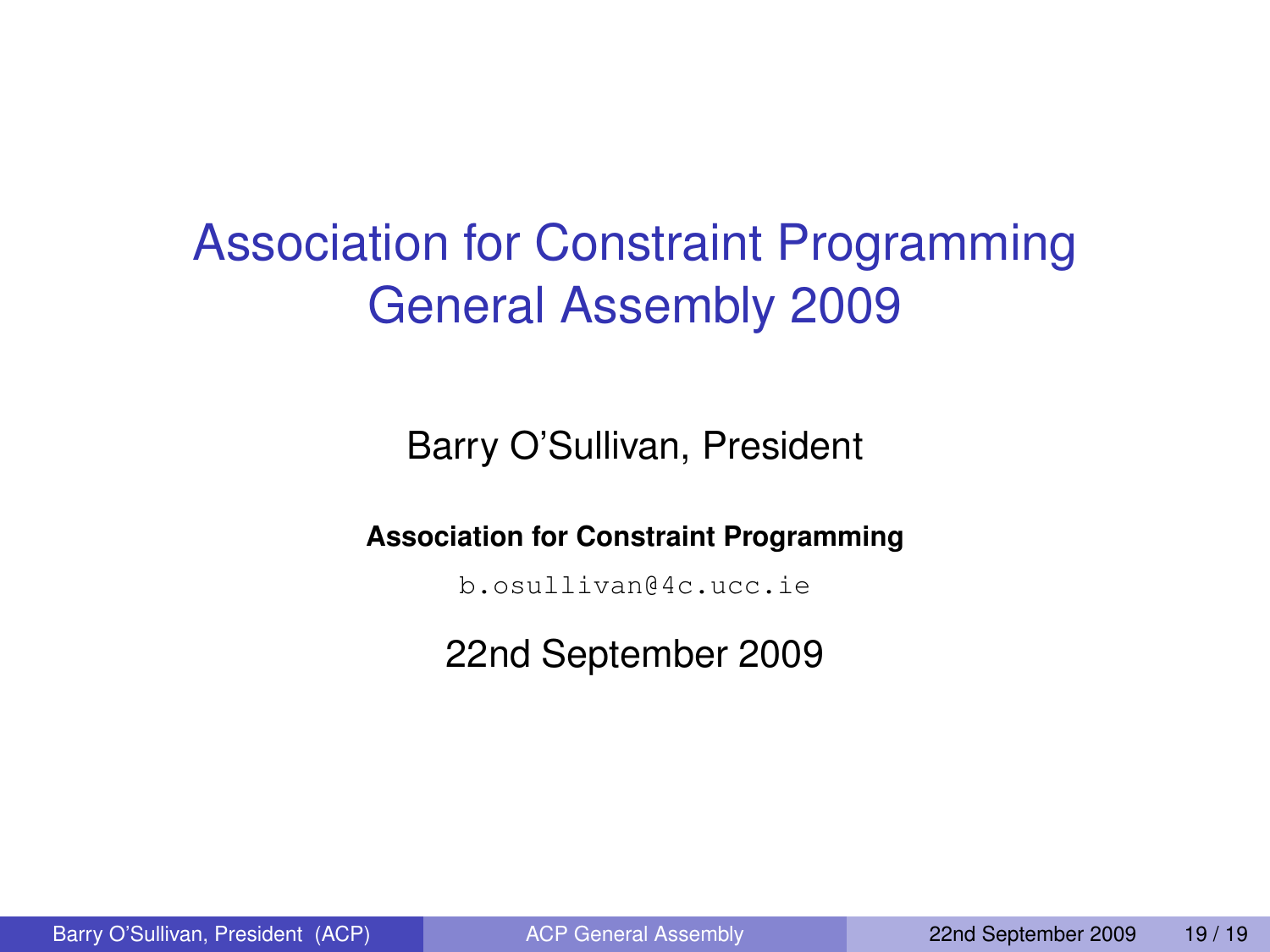# Association for Constraint Programming General Assembly 2009

Barry O'Sullivan, President

**Association for Constraint Programming**

b.osullivan@4c.ucc.ie

22nd September 2009